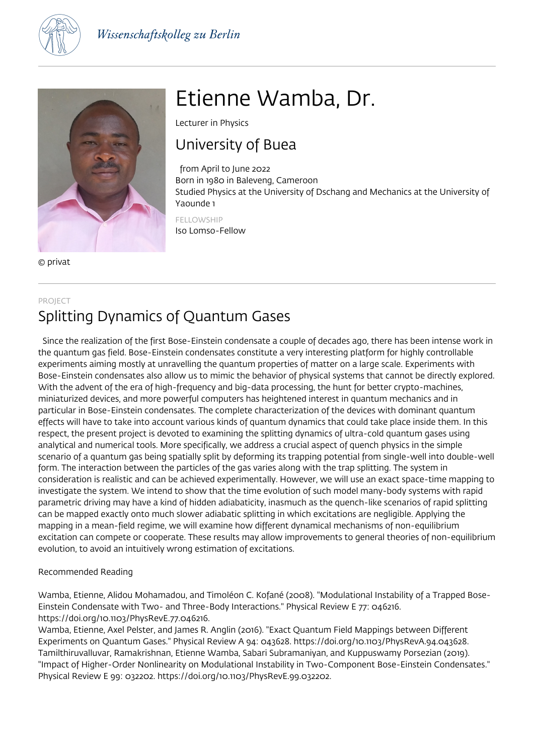Wissenschaftskolleg zu Berlin

# Etienne Wamba, Dr.

Lecturer in Physics

## University of Buea

from April to June 2022
Born in 1980 in Baleveng, Cameroon
Studied Physics at the University of Dschang and Mechanics at the University of Yaounde 1

FELLOWSHIP
Iso Lomso-Fellow

© privat

PROJECT

## Splitting Dynamics of Quantum Gases

Since the realization of the first Bose-Einstein condensate a couple of decades ago, there has been intense work in the quantum gas field. Bose-Einstein condensates constitute a very interesting platform for highly controllable experiments aiming mostly at unravelling the quantum properties of matter on a large scale. Experiments with Bose-Einstein condensates also allow us to mimic the behavior of physical systems that cannot be directly explored. With the advent of the era of high-frequency and big-data processing, the hunt for better crypto-machines, miniaturized devices, and more powerful computers has heightened interest in quantum mechanics and in particular in Bose-Einstein condensates. The complete characterization of the devices with dominant quantum effects will have to take into account various kinds of quantum dynamics that could take place inside them. In this respect, the present project is devoted to examining the splitting dynamics of ultra-cold quantum gases using analytical and numerical tools. More specifically, we address a crucial aspect of quench physics in the simple scenario of a quantum gas being spatially split by deforming its trapping potential from single-well into double-well form. The interaction between the particles of the gas varies along with the trap splitting. The system in consideration is realistic and can be achieved experimentally. However, we will use an exact space-time mapping to investigate the system. We intend to show that the time evolution of such model many-body systems with rapid parametric driving may have a kind of hidden adiabaticity, inasmuch as the quench-like scenarios of rapid splitting can be mapped exactly onto much slower adiabatic splitting in which excitations are negligible. Applying the mapping in a mean-field regime, we will examine how different dynamical mechanisms of non-equilibrium excitation can compete or cooperate. These results may allow improvements to general theories of non-equilibrium evolution, to avoid an intuitively wrong estimation of excitations.

Recommended Reading

Wamba, Etienne, Alidou Mohamadou, and Timoléon C. Kofané (2008). "Modulational Instability of a Trapped Bose-Einstein Condensate with Two- and Three-Body Interactions." Physical Review E 77: 046216. https://doi.org/10.1103/PhysRevE.77.046216.
Wamba, Etienne, Axel Pelster, and James R. Anglin (2016). "Exact Quantum Field Mappings between Different Experiments on Quantum Gases." Physical Review A 94: 043628. https://doi.org/10.1103/PhysRevA.94.043628.
Tamilthiruvalluvar, Ramakrishnan, Etienne Wamba, Sabari Subramaniyan, and Kuppuswamy Porsezian (2019). "Impact of Higher-Order Nonlinearity on Modulational Instability in Two-Component Bose-Einstein Condensates." Physical Review E 99: 032202. https://doi.org/10.1103/PhysRevE.99.032202.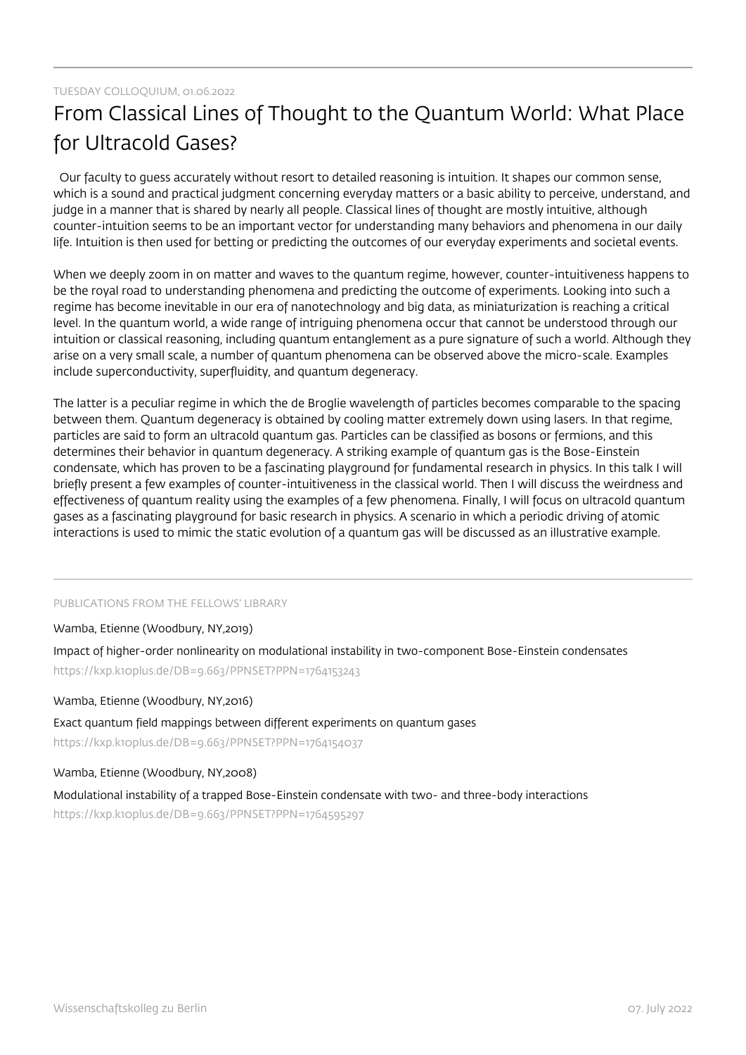TUESDAY COLLOQUIUM, 01.06.2022

# From Classical Lines of Thought to the Quantum World: What Place for Ultracold Gases?

Our faculty to guess accurately without resort to detailed reasoning is intuition. It shapes our common sense, which is a sound and practical judgment concerning everyday matters or a basic ability to perceive, understand, and judge in a manner that is shared by nearly all people. Classical lines of thought are mostly intuitive, although counter-intuition seems to be an important vector for understanding many behaviors and phenomena in our daily life. Intuition is then used for betting or predicting the outcomes of our everyday experiments and societal events.

When we deeply zoom in on matter and waves to the quantum regime, however, counter-intuitiveness happens to be the royal road to understanding phenomena and predicting the outcome of experiments. Looking into such a regime has become inevitable in our era of nanotechnology and big data, as miniaturization is reaching a critical level. In the quantum world, a wide range of intriguing phenomena occur that cannot be understood through our intuition or classical reasoning, including quantum entanglement as a pure signature of such a world. Although they arise on a very small scale, a number of quantum phenomena can be observed above the micro-scale. Examples include superconductivity, superfluidity, and quantum degeneracy.

The latter is a peculiar regime in which the de Broglie wavelength of particles becomes comparable to the spacing between them. Quantum degeneracy is obtained by cooling matter extremely down using lasers. In that regime, particles are said to form an ultracold quantum gas. Particles can be classified as bosons or fermions, and this determines their behavior in quantum degeneracy. A striking example of quantum gas is the Bose-Einstein condensate, which has proven to be a fascinating playground for fundamental research in physics. In this talk I will briefly present a few examples of counter-intuitiveness in the classical world. Then I will discuss the weirdness and effectiveness of quantum reality using the examples of a few phenomena. Finally, I will focus on ultracold quantum gases as a fascinating playground for basic research in physics. A scenario in which a periodic driving of atomic interactions is used to mimic the static evolution of a quantum gas will be discussed as an illustrative example.

PUBLICATIONS FROM THE FELLOWS' LIBRARY

Wamba, Etienne (Woodbury, NY,2019)

Impact of higher-order nonlinearity on modulational instability in two-component Bose-Einstein condensates

https://kxp.k10plus.de/DB=9.663/PPNSET?PPN=1764153243

Wamba, Etienne (Woodbury, NY,2016)

Exact quantum field mappings between different experiments on quantum gases

https://kxp.k10plus.de/DB=9.663/PPNSET?PPN=1764154037

Wamba, Etienne (Woodbury, NY,2008)

Modulational instability of a trapped Bose-Einstein condensate with two- and three-body interactions

https://kxp.k10plus.de/DB=9.663/PPNSET?PPN=1764595297